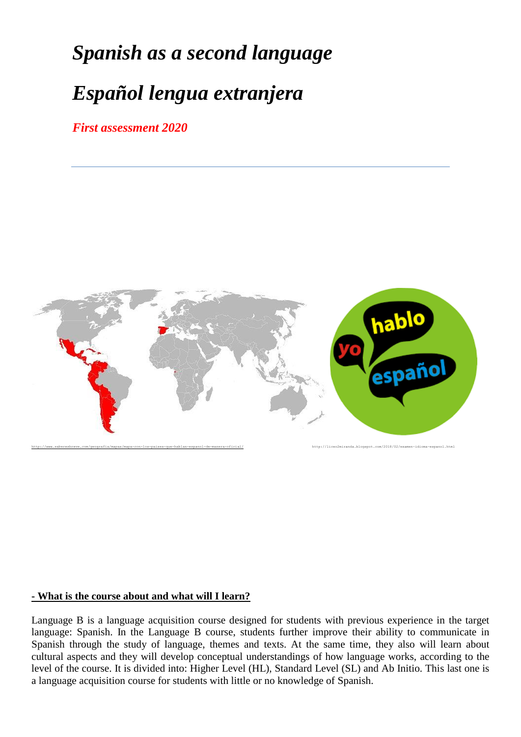# *Spanish as a second language*

# *Español lengua extranjera*

***First assessment 2020***

---

http://www.saberesbreve.com/geografia/mapas/mapa-con-los-paises-que-hablan-espanol-de-manera-oficial/

http://liceo2miranda.blogspot.com/2018/02/examen-idioma-espanol.html

**- What is the course about and what will I learn?**

Language B is a language acquisition course designed for students with previous experience in the target language: Spanish. In the Language B course, students further improve their ability to communicate in Spanish through the study of language, themes and texts. At the same time, they also will learn about cultural aspects and they will develop conceptual understandings of how language works, according to the level of the course. It is divided into: Higher Level (HL), Standard Level (SL) and Ab Initio. This last one is a language acquisition course for students with little or no knowledge of Spanish.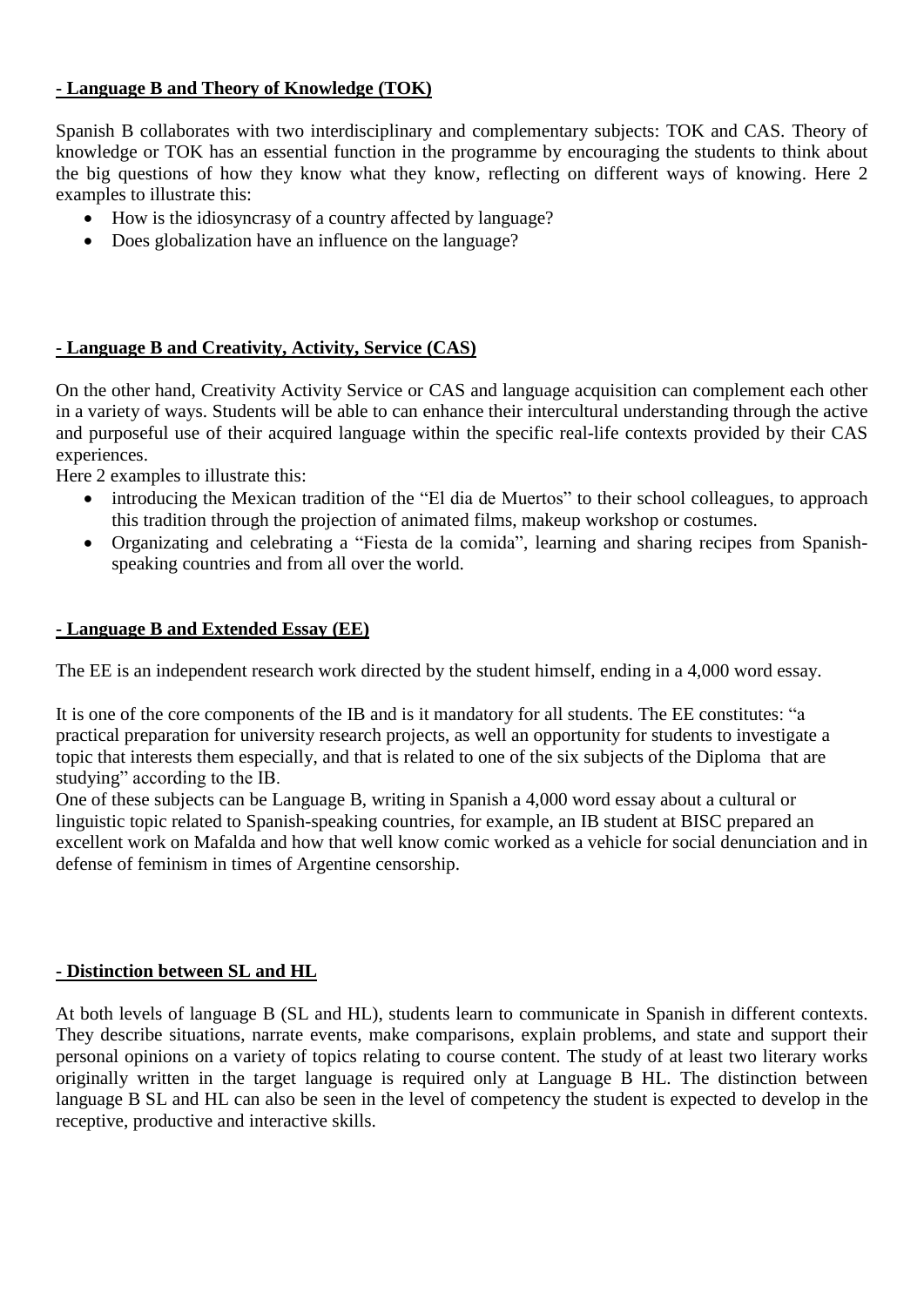## - Language B and Theory of Knowledge (TOK)

Spanish B collaborates with two interdisciplinary and complementary subjects: TOK and CAS. Theory of knowledge or TOK has an essential function in the programme by encouraging the students to think about the big questions of how they know what they know, reflecting on different ways of knowing. Here 2 examples to illustrate this:

- How is the idiosyncrasy of a country affected by language?
- Does globalization have an influence on the language?

## - Language B and Creativity, Activity, Service (CAS)

On the other hand, Creativity Activity Service or CAS and language acquisition can complement each other in a variety of ways. Students will be able to can enhance their intercultural understanding through the active and purposeful use of their acquired language within the specific real-life contexts provided by their CAS experiences.

Here 2 examples to illustrate this:

- introducing the Mexican tradition of the "El dia de Muertos" to their school colleagues, to approach this tradition through the projection of animated films, makeup workshop or costumes.
- Organizating and celebrating a "Fiesta de la comida", learning and sharing recipes from Spanish-speaking countries and from all over the world.

## - Language B and Extended Essay (EE)

The EE is an independent research work directed by the student himself, ending in a 4,000 word essay.

It is one of the core components of the IB and is it mandatory for all students. The EE constitutes: "a practical preparation for university research projects, as well an opportunity for students to investigate a topic that interests them especially, and that is related to one of the six subjects of the Diploma that are studying" according to the IB.

One of these subjects can be Language B, writing in Spanish a 4,000 word essay about a cultural or linguistic topic related to Spanish-speaking countries, for example, an IB student at BISC prepared an excellent work on Mafalda and how that well know comic worked as a vehicle for social denunciation and in defense of feminism in times of Argentine censorship.

## - Distinction between SL and HL

At both levels of language B (SL and HL), students learn to communicate in Spanish in different contexts. They describe situations, narrate events, make comparisons, explain problems, and state and support their personal opinions on a variety of topics relating to course content. The study of at least two literary works originally written in the target language is required only at Language B HL. The distinction between language B SL and HL can also be seen in the level of competency the student is expected to develop in the receptive, productive and interactive skills.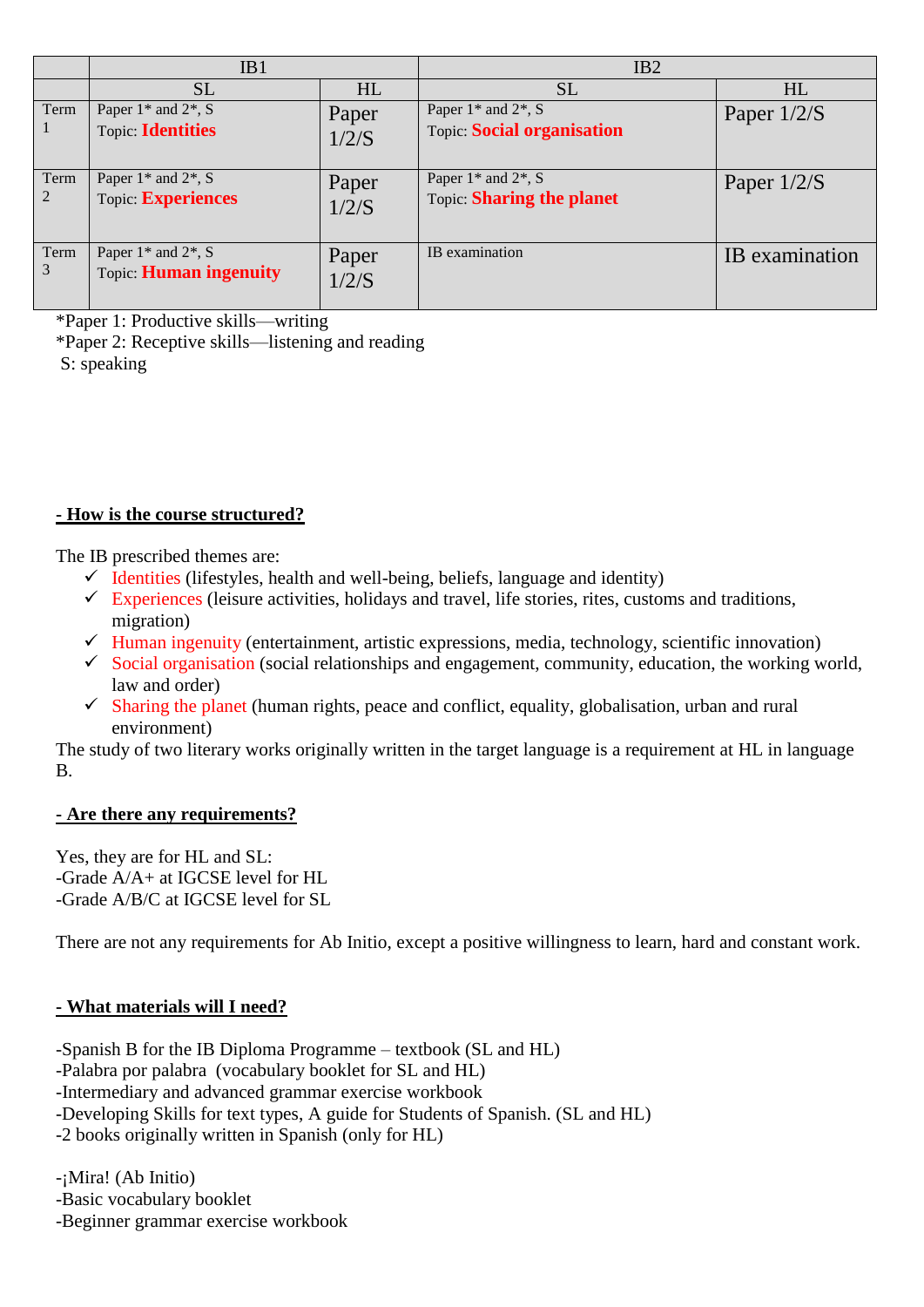| | IB1 | | IB2 | |
|---|---|---|---|---|
| | SL | HL | SL | HL |
| Term 1 | Paper 1* and 2*, S<br>Topic: **Identities** | Paper 1/2/S | Paper 1* and 2*, S<br>Topic: **Social organisation** | Paper 1/2/S |
| Term 2 | Paper 1* and 2*, S<br>Topic: **Experiences** | Paper 1/2/S | Paper 1* and 2*, S<br>Topic: **Sharing the planet** | Paper 1/2/S |
| Term 3 | Paper 1* and 2*, S<br>Topic: **Human ingenuity** | Paper 1/2/S | IB examination | IB examination |

*Paper 1: Productive skills—writing
*Paper 2: Receptive skills—listening and reading
S: speaking

## - How is the course structured?

The IB prescribed themes are:

- ✓ Identities (lifestyles, health and well-being, beliefs, language and identity)
- ✓ Experiences (leisure activities, holidays and travel, life stories, rites, customs and traditions, migration)
- ✓ Human ingenuity (entertainment, artistic expressions, media, technology, scientific innovation)
- ✓ Social organisation (social relationships and engagement, community, education, the working world, law and order)
- ✓ Sharing the planet (human rights, peace and conflict, equality, globalisation, urban and rural environment)

The study of two literary works originally written in the target language is a requirement at HL in language B.

## - Are there any requirements?

Yes, they are for HL and SL:
-Grade A/A+ at IGCSE level for HL
-Grade A/B/C at IGCSE level for SL

There are not any requirements for Ab Initio, except a positive willingness to learn, hard and constant work.

## - What materials will I need?

-Spanish B for the IB Diploma Programme – textbook (SL and HL)
-Palabra por palabra (vocabulary booklet for SL and HL)
-Intermediary and advanced grammar exercise workbook
-Developing Skills for text types, A guide for Students of Spanish. (SL and HL)
-2 books originally written in Spanish (only for HL)

-¡Mira! (Ab Initio)
-Basic vocabulary booklet
-Beginner grammar exercise workbook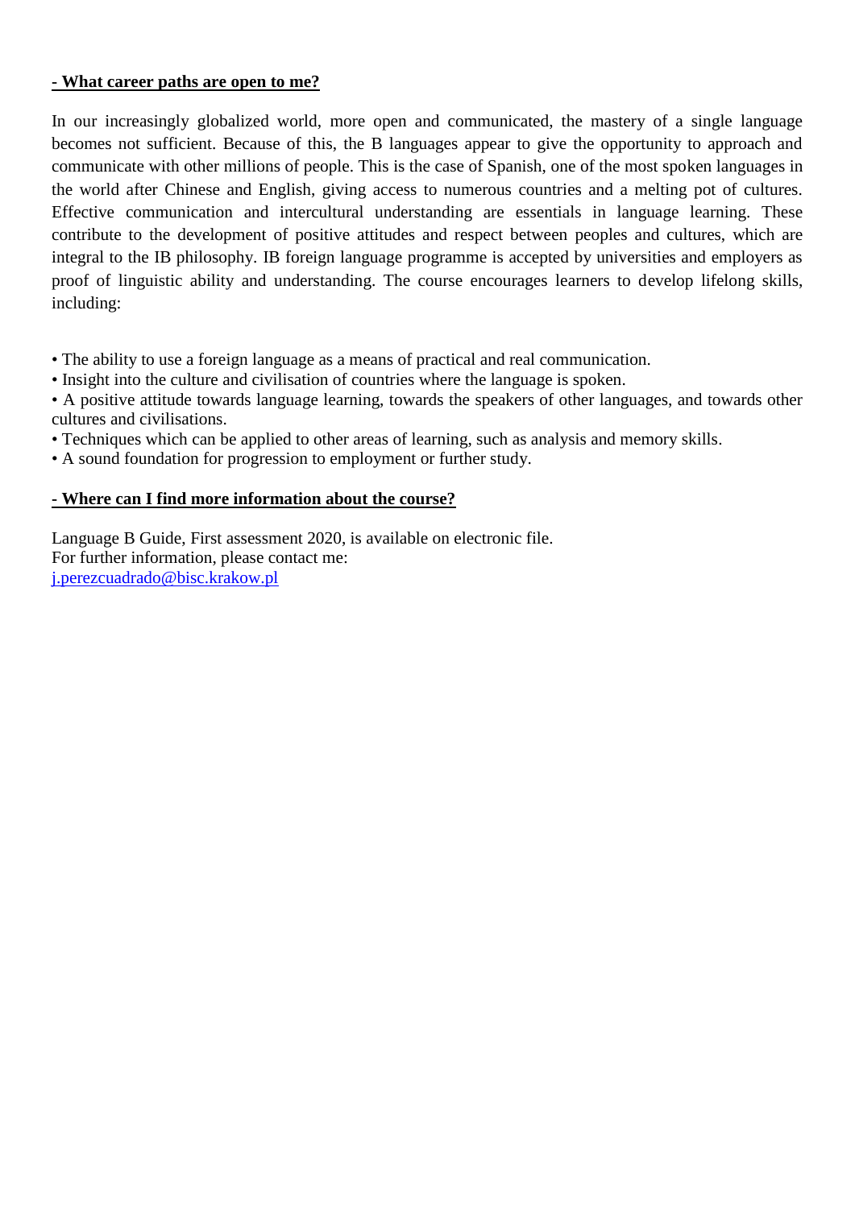**<u>- What career paths are open to me?</u>**

In our increasingly globalized world, more open and communicated, the mastery of a single language becomes not sufficient. Because of this, the B languages appear to give the opportunity to approach and communicate with other millions of people. This is the case of Spanish, one of the most spoken languages in the world after Chinese and English, giving access to numerous countries and a melting pot of cultures. Effective communication and intercultural understanding are essentials in language learning. These contribute to the development of positive attitudes and respect between peoples and cultures, which are integral to the IB philosophy. IB foreign language programme is accepted by universities and employers as proof of linguistic ability and understanding. The course encourages learners to develop lifelong skills, including:

- The ability to use a foreign language as a means of practical and real communication.
- Insight into the culture and civilisation of countries where the language is spoken.
- A positive attitude towards language learning, towards the speakers of other languages, and towards other cultures and civilisations.
- Techniques which can be applied to other areas of learning, such as analysis and memory skills.
- A sound foundation for progression to employment or further study.

**<u>- Where can I find more information about the course?</u>**

Language B Guide, First assessment 2020, is available on electronic file.
For further information, please contact me:
[j.perezcuadrado@bisc.krakow.pl](mailto:j.perezcuadrado@bisc.krakow.pl)